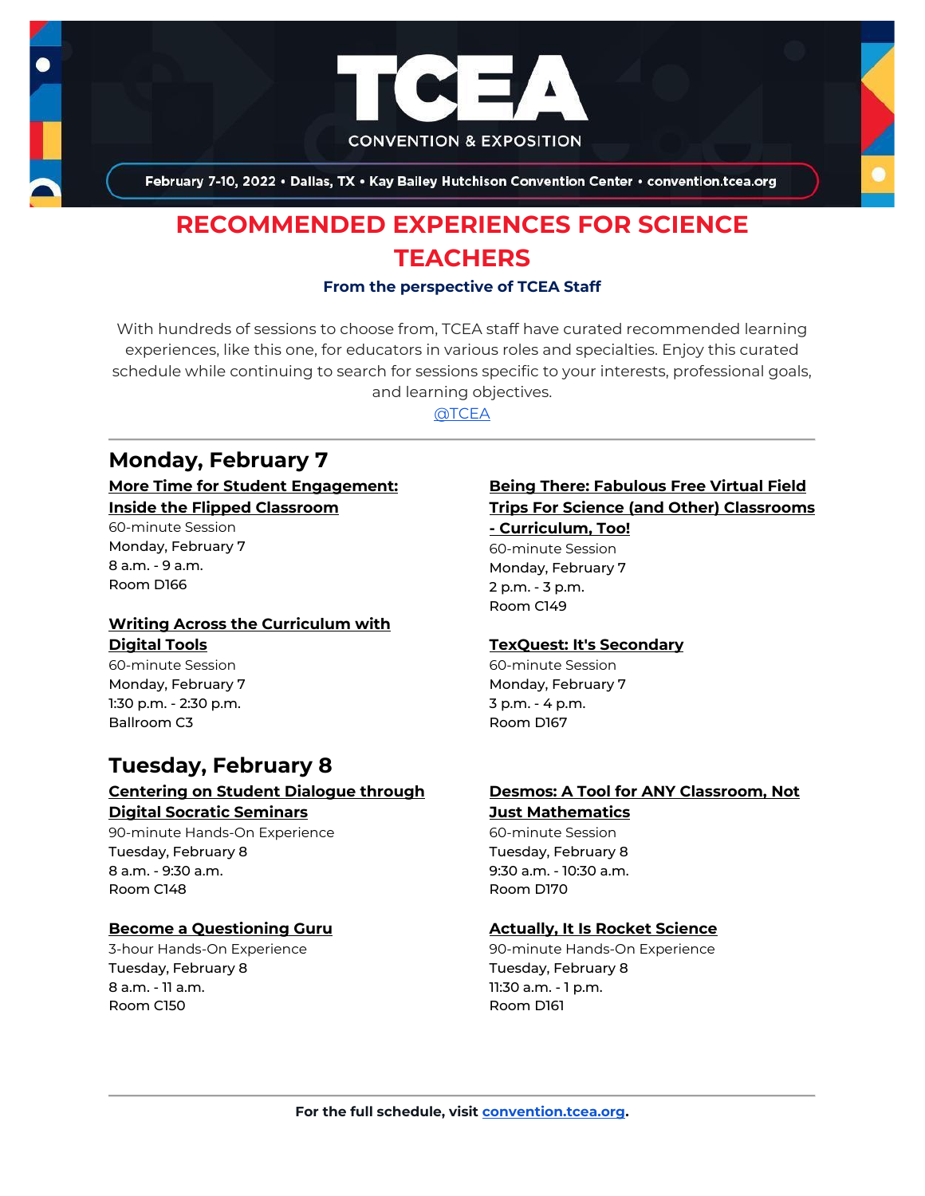# TCEA

CONVENTION & EXPOSITION

February 7-10, 2022 • Dallas, TX • Kay Bailey Hutchison Convention Center • convention.tcea.org

## RECOMMENDED EXPERIENCES FOR SCIENCE TEACHERS

**From the perspective of TCEA Staff**

With hundreds of sessions to choose from, TCEA staff have curated recommended learning experiences, like this one, for educators in various roles and specialties. Enjoy this curated schedule while continuing to search for sessions specific to your interests, professional goals, and learning objectives.

@TCEA

---

## Monday, February 7

**More Time for Student Engagement: Inside the Flipped Classroom**
60-minute Session
Monday, February 7
8 a.m. - 9 a.m.
Room D166

**Writing Across the Curriculum with Digital Tools**
60-minute Session
Monday, February 7
1:30 p.m. - 2:30 p.m.
Ballroom C3

**Being There: Fabulous Free Virtual Field Trips For Science (and Other) Classrooms - Curriculum, Too!**
60-minute Session
Monday, February 7
2 p.m. - 3 p.m.
Room C149

**TexQuest: It's Secondary**
60-minute Session
Monday, February 7
3 p.m. - 4 p.m.
Room D167

## Tuesday, February 8

**Centering on Student Dialogue through Digital Socratic Seminars**
90-minute Hands-On Experience
Tuesday, February 8
8 a.m. - 9:30 a.m.
Room C148

**Become a Questioning Guru**
3-hour Hands-On Experience
Tuesday, February 8
8 a.m. - 11 a.m.
Room C150

**Desmos: A Tool for ANY Classroom, Not Just Mathematics**
60-minute Session
Tuesday, February 8
9:30 a.m. - 10:30 a.m.
Room D170

**Actually, It Is Rocket Science**
90-minute Hands-On Experience
Tuesday, February 8
11:30 a.m. - 1 p.m.
Room D161

---

**For the full schedule, visit convention.tcea.org.**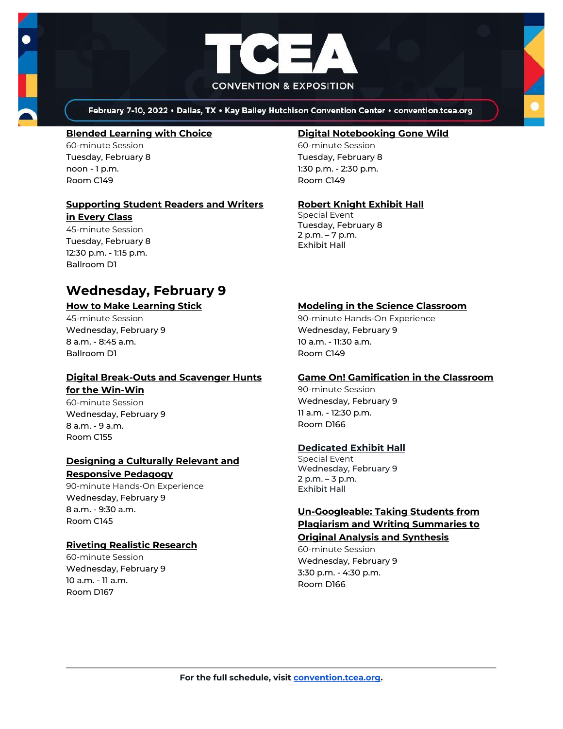**Blended Learning with Choice**
60-minute Session
Tuesday, February 8
noon - 1 p.m.
Room C149

**Supporting Student Readers and Writers in Every Class**
45-minute Session
Tuesday, February 8
12:30 p.m. - 1:15 p.m.
Ballroom D1

**Digital Notebooking Gone Wild**
60-minute Session
Tuesday, February 8
1:30 p.m. - 2:30 p.m.
Room C149

**Robert Knight Exhibit Hall**
Special Event
Tuesday, February 8
2 p.m. – 7 p.m.
Exhibit Hall

## Wednesday, February 9

**How to Make Learning Stick**
45-minute Session
Wednesday, February 9
8 a.m. - 8:45 a.m.
Ballroom D1

**Digital Break-Outs and Scavenger Hunts for the Win-Win**
60-minute Session
Wednesday, February 9
8 a.m. - 9 a.m.
Room C155

**Designing a Culturally Relevant and Responsive Pedagogy**
90-minute Hands-On Experience
Wednesday, February 9
8 a.m. - 9:30 a.m.
Room C145

**Riveting Realistic Research**
60-minute Session
Wednesday, February 9
10 a.m. - 11 a.m.
Room D167

**Modeling in the Science Classroom**
90-minute Hands-On Experience
Wednesday, February 9
10 a.m. - 11:30 a.m.
Room C149

**Game On! Gamification in the Classroom**
90-minute Session
Wednesday, February 9
11 a.m. - 12:30 p.m.
Room D166

**Dedicated Exhibit Hall**
Special Event
Wednesday, February 9
2 p.m. – 3 p.m.
Exhibit Hall

**Un-Googleable: Taking Students from Plagiarism and Writing Summaries to Original Analysis and Synthesis**
60-minute Session
Wednesday, February 9
3:30 p.m. - 4:30 p.m.
Room D166

**For the full schedule, visit convention.tcea.org.**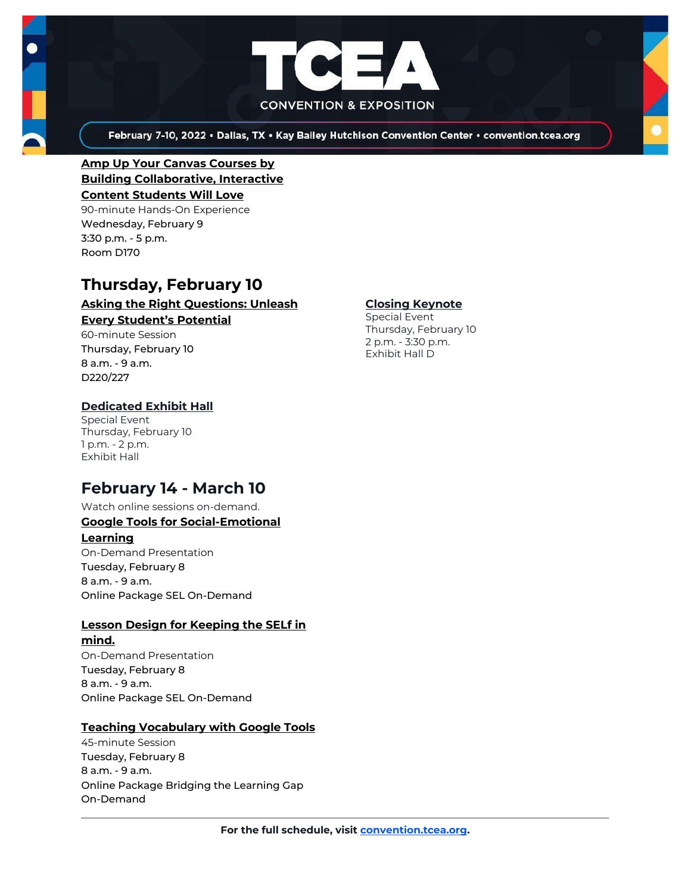**Amp Up Your Canvas Courses by Building Collaborative, Interactive Content Students Will Love**
90-minute Hands-On Experience
Wednesday, February 9
3:30 p.m. - 5 p.m.
Room D170

## Thursday, February 10

**Asking the Right Questions: Unleash Every Student's Potential**
60-minute Session
Thursday, February 10
8 a.m. - 9 a.m.
D220/227

**Dedicated Exhibit Hall**
Special Event
Thursday, February 10
1 p.m. - 2 p.m.
Exhibit Hall

**Closing Keynote**
Special Event
Thursday, February 10
2 p.m. - 3:30 p.m.
Exhibit Hall D

## February 14 - March 10

Watch online sessions on-demand.

**Google Tools for Social-Emotional Learning**
On-Demand Presentation
Tuesday, February 8
8 a.m. - 9 a.m.
Online Package SEL On-Demand

**Lesson Design for Keeping the SELf in mind.**
On-Demand Presentation
Tuesday, February 8
8 a.m. - 9 a.m.
Online Package SEL On-Demand

**Teaching Vocabulary with Google Tools**
45-minute Session
Tuesday, February 8
8 a.m. - 9 a.m.
Online Package Bridging the Learning Gap On-Demand

---

**For the full schedule, visit convention.tcea.org.**